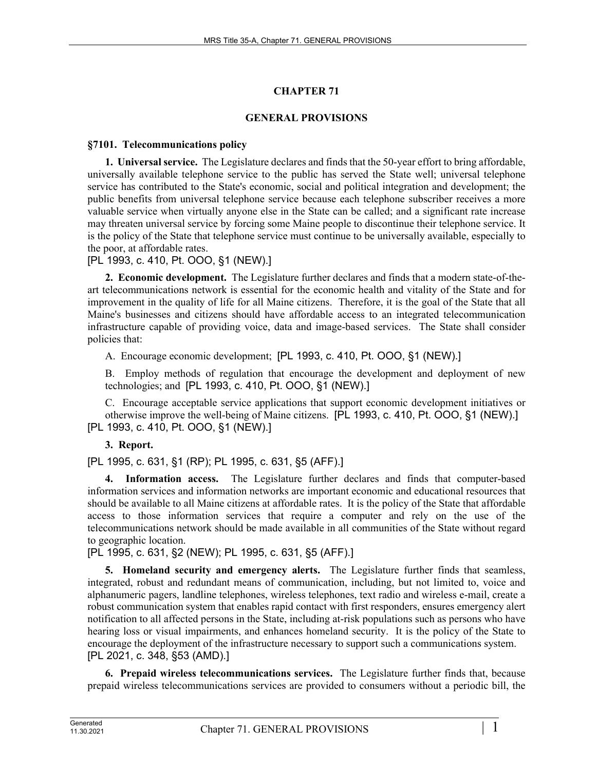# CHAPTER 71

## GENERAL PROVISIONS

### §7101. Telecommunications policy

**1. Universal service.** The Legislature declares and finds that the 50-year effort to bring affordable, universally available telephone service to the public has served the State well; universal telephone service has contributed to the State's economic, social and political integration and development; the public benefits from universal telephone service because each telephone subscriber receives a more valuable service when virtually anyone else in the State can be called; and a significant rate increase may threaten universal service by forcing some Maine people to discontinue their telephone service. It is the policy of the State that telephone service must continue to be universally available, especially to the poor, at affordable rates.

[PL 1993, c. 410, Pt. OOO, §1 (NEW).]

**2. Economic development.** The Legislature further declares and finds that a modern state-of-the-art telecommunications network is essential for the economic health and vitality of the State and for improvement in the quality of life for all Maine citizens. Therefore, it is the goal of the State that all Maine's businesses and citizens should have affordable access to an integrated telecommunication infrastructure capable of providing voice, data and image-based services. The State shall consider policies that:

A. Encourage economic development; [PL 1993, c. 410, Pt. OOO, §1 (NEW).]

B. Employ methods of regulation that encourage the development and deployment of new technologies; and [PL 1993, c. 410, Pt. OOO, §1 (NEW).]

C. Encourage acceptable service applications that support economic development initiatives or otherwise improve the well-being of Maine citizens. [PL 1993, c. 410, Pt. OOO, §1 (NEW).]

[PL 1993, c. 410, Pt. OOO, §1 (NEW).]

**3. Report.**

[PL 1995, c. 631, §1 (RP); PL 1995, c. 631, §5 (AFF).]

**4. Information access.** The Legislature further declares and finds that computer-based information services and information networks are important economic and educational resources that should be available to all Maine citizens at affordable rates. It is the policy of the State that affordable access to those information services that require a computer and rely on the use of the telecommunications network should be made available in all communities of the State without regard to geographic location.

[PL 1995, c. 631, §2 (NEW); PL 1995, c. 631, §5 (AFF).]

**5. Homeland security and emergency alerts.** The Legislature further finds that seamless, integrated, robust and redundant means of communication, including, but not limited to, voice and alphanumeric pagers, landline telephones, wireless telephones, text radio and wireless e-mail, create a robust communication system that enables rapid contact with first responders, ensures emergency alert notification to all affected persons in the State, including at-risk populations such as persons who have hearing loss or visual impairments, and enhances homeland security. It is the policy of the State to encourage the deployment of the infrastructure necessary to support such a communications system.

[PL 2021, c. 348, §53 (AMD).]

**6. Prepaid wireless telecommunications services.** The Legislature further finds that, because prepaid wireless telecommunications services are provided to consumers without a periodic bill, the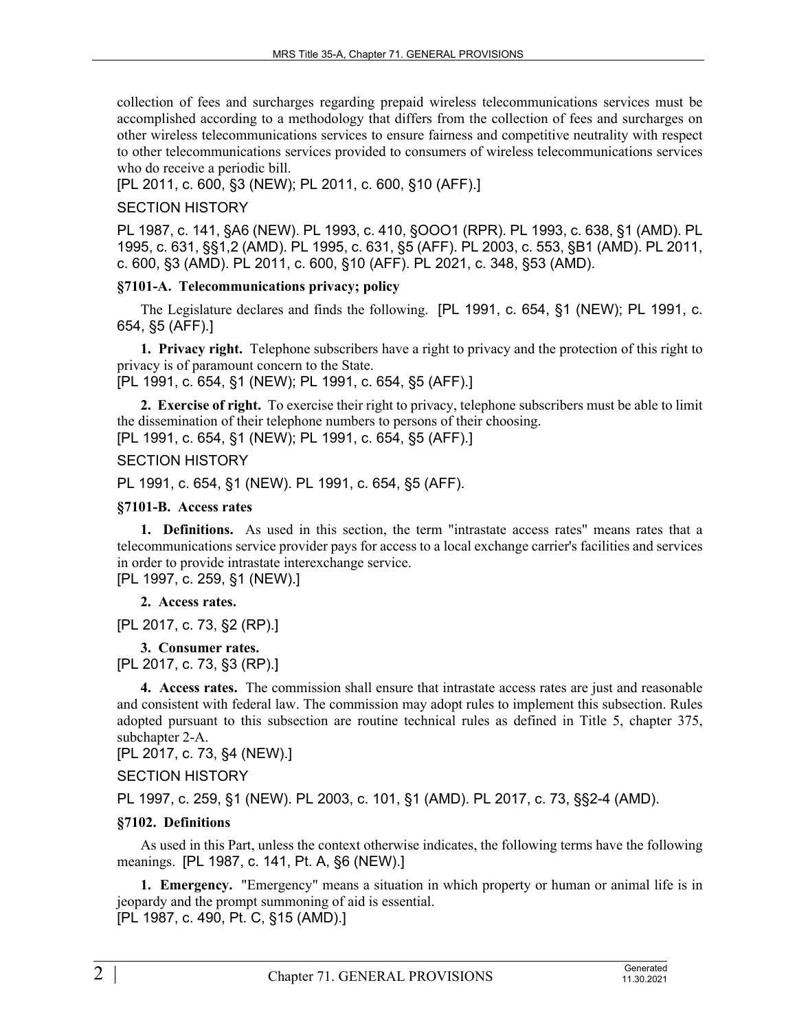collection of fees and surcharges regarding prepaid wireless telecommunications services must be accomplished according to a methodology that differs from the collection of fees and surcharges on other wireless telecommunications services to ensure fairness and competitive neutrality with respect to other telecommunications services provided to consumers of wireless telecommunications services who do receive a periodic bill.

[PL 2011, c. 600, §3 (NEW); PL 2011, c. 600, §10 (AFF).]

SECTION HISTORY

PL 1987, c. 141, §A6 (NEW). PL 1993, c. 410, §OOO1 (RPR). PL 1993, c. 638, §1 (AMD). PL 1995, c. 631, §§1,2 (AMD). PL 1995, c. 631, §5 (AFF). PL 2003, c. 553, §B1 (AMD). PL 2011, c. 600, §3 (AMD). PL 2011, c. 600, §10 (AFF). PL 2021, c. 348, §53 (AMD).

**§7101-A. Telecommunications privacy; policy**

The Legislature declares and finds the following. [PL 1991, c. 654, §1 (NEW); PL 1991, c. 654, §5 (AFF).]

**1. Privacy right.** Telephone subscribers have a right to privacy and the protection of this right to privacy is of paramount concern to the State.

[PL 1991, c. 654, §1 (NEW); PL 1991, c. 654, §5 (AFF).]

**2. Exercise of right.** To exercise their right to privacy, telephone subscribers must be able to limit the dissemination of their telephone numbers to persons of their choosing.

[PL 1991, c. 654, §1 (NEW); PL 1991, c. 654, §5 (AFF).]

SECTION HISTORY

PL 1991, c. 654, §1 (NEW). PL 1991, c. 654, §5 (AFF).

**§7101-B. Access rates**

**1. Definitions.** As used in this section, the term "intrastate access rates" means rates that a telecommunications service provider pays for access to a local exchange carrier's facilities and services in order to provide intrastate interexchange service.

[PL 1997, c. 259, §1 (NEW).]

**2. Access rates.**

[PL 2017, c. 73, §2 (RP).]

**3. Consumer rates.**

[PL 2017, c. 73, §3 (RP).]

**4. Access rates.** The commission shall ensure that intrastate access rates are just and reasonable and consistent with federal law. The commission may adopt rules to implement this subsection. Rules adopted pursuant to this subsection are routine technical rules as defined in Title 5, chapter 375, subchapter 2-A.

[PL 2017, c. 73, §4 (NEW).]

SECTION HISTORY

PL 1997, c. 259, §1 (NEW). PL 2003, c. 101, §1 (AMD). PL 2017, c. 73, §§2-4 (AMD).

**§7102. Definitions**

As used in this Part, unless the context otherwise indicates, the following terms have the following meanings. [PL 1987, c. 141, Pt. A, §6 (NEW).]

**1. Emergency.** "Emergency" means a situation in which property or human or animal life is in jeopardy and the prompt summoning of aid is essential.

[PL 1987, c. 490, Pt. C, §15 (AMD).]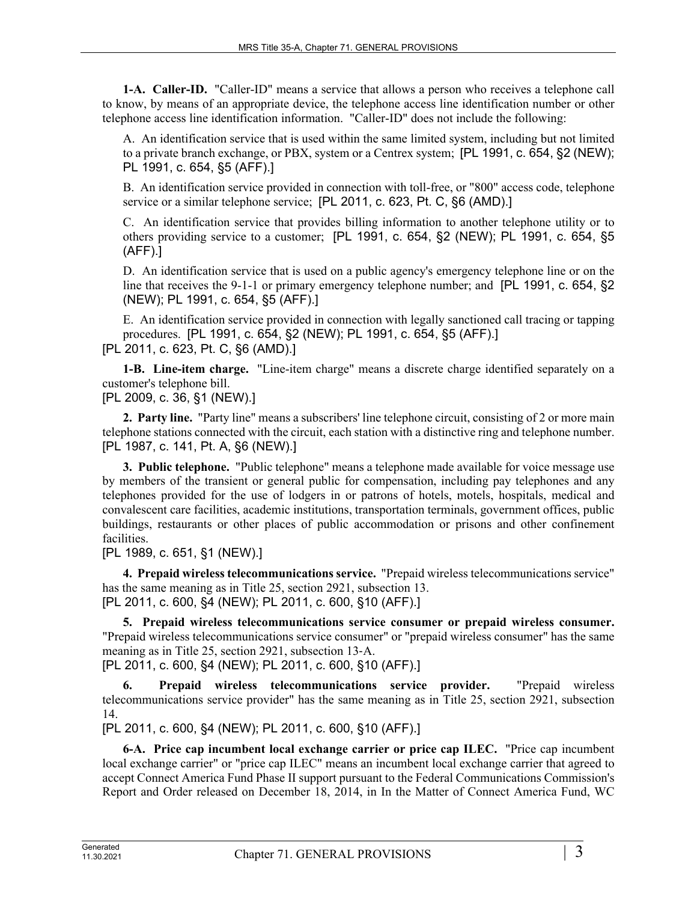**1-A. Caller-ID.** "Caller-ID" means a service that allows a person who receives a telephone call to know, by means of an appropriate device, the telephone access line identification number or other telephone access line identification information. "Caller-ID" does not include the following:

A. An identification service that is used within the same limited system, including but not limited to a private branch exchange, or PBX, system or a Centrex system; [PL 1991, c. 654, §2 (NEW); PL 1991, c. 654, §5 (AFF).]

B. An identification service provided in connection with toll-free, or "800" access code, telephone service or a similar telephone service; [PL 2011, c. 623, Pt. C, §6 (AMD).]

C. An identification service that provides billing information to another telephone utility or to others providing service to a customer; [PL 1991, c. 654, §2 (NEW); PL 1991, c. 654, §5 (AFF).]

D. An identification service that is used on a public agency's emergency telephone line or on the line that receives the 9-1-1 or primary emergency telephone number; and [PL 1991, c. 654, §2 (NEW); PL 1991, c. 654, §5 (AFF).]

E. An identification service provided in connection with legally sanctioned call tracing or tapping procedures. [PL 1991, c. 654, §2 (NEW); PL 1991, c. 654, §5 (AFF).]

[PL 2011, c. 623, Pt. C, §6 (AMD).]

**1-B. Line-item charge.** "Line-item charge" means a discrete charge identified separately on a customer's telephone bill.

[PL 2009, c. 36, §1 (NEW).]

**2. Party line.** "Party line" means a subscribers' line telephone circuit, consisting of 2 or more main telephone stations connected with the circuit, each station with a distinctive ring and telephone number.

[PL 1987, c. 141, Pt. A, §6 (NEW).]

**3. Public telephone.** "Public telephone" means a telephone made available for voice message use by members of the transient or general public for compensation, including pay telephones and any telephones provided for the use of lodgers in or patrons of hotels, motels, hospitals, medical and convalescent care facilities, academic institutions, transportation terminals, government offices, public buildings, restaurants or other places of public accommodation or prisons and other confinement facilities.

[PL 1989, c. 651, §1 (NEW).]

**4. Prepaid wireless telecommunications service.** "Prepaid wireless telecommunications service" has the same meaning as in Title 25, section 2921, subsection 13.

[PL 2011, c. 600, §4 (NEW); PL 2011, c. 600, §10 (AFF).]

**5. Prepaid wireless telecommunications service consumer or prepaid wireless consumer.** "Prepaid wireless telecommunications service consumer" or "prepaid wireless consumer" has the same meaning as in Title 25, section 2921, subsection 13-A.

[PL 2011, c. 600, §4 (NEW); PL 2011, c. 600, §10 (AFF).]

**6. Prepaid wireless telecommunications service provider.** "Prepaid wireless telecommunications service provider" has the same meaning as in Title 25, section 2921, subsection 14.

[PL 2011, c. 600, §4 (NEW); PL 2011, c. 600, §10 (AFF).]

**6-A. Price cap incumbent local exchange carrier or price cap ILEC.** "Price cap incumbent local exchange carrier" or "price cap ILEC" means an incumbent local exchange carrier that agreed to accept Connect America Fund Phase II support pursuant to the Federal Communications Commission's Report and Order released on December 18, 2014, in In the Matter of Connect America Fund, WC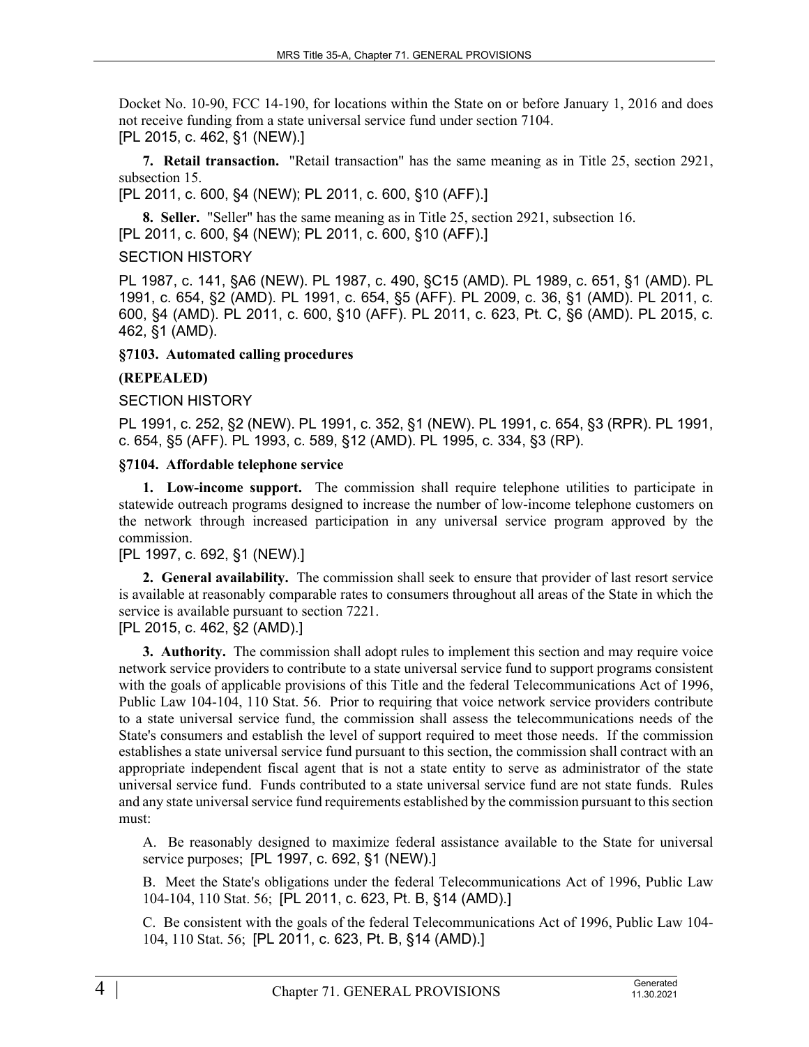Docket No. 10-90, FCC 14-190, for locations within the State on or before January 1, 2016 and does not receive funding from a state universal service fund under section 7104.
[PL 2015, c. 462, §1 (NEW).]

**7. Retail transaction.** "Retail transaction" has the same meaning as in Title 25, section 2921, subsection 15.
[PL 2011, c. 600, §4 (NEW); PL 2011, c. 600, §10 (AFF).]

**8. Seller.** "Seller" has the same meaning as in Title 25, section 2921, subsection 16.
[PL 2011, c. 600, §4 (NEW); PL 2011, c. 600, §10 (AFF).]

SECTION HISTORY

PL 1987, c. 141, §A6 (NEW). PL 1987, c. 490, §C15 (AMD). PL 1989, c. 651, §1 (AMD). PL 1991, c. 654, §2 (AMD). PL 1991, c. 654, §5 (AFF). PL 2009, c. 36, §1 (AMD). PL 2011, c. 600, §4 (AMD). PL 2011, c. 600, §10 (AFF). PL 2011, c. 623, Pt. C, §6 (AMD). PL 2015, c. 462, §1 (AMD).

**§7103. Automated calling procedures**

**(REPEALED)**

SECTION HISTORY

PL 1991, c. 252, §2 (NEW). PL 1991, c. 352, §1 (NEW). PL 1991, c. 654, §3 (RPR). PL 1991, c. 654, §5 (AFF). PL 1993, c. 589, §12 (AMD). PL 1995, c. 334, §3 (RP).

**§7104. Affordable telephone service**

**1. Low-income support.** The commission shall require telephone utilities to participate in statewide outreach programs designed to increase the number of low-income telephone customers on the network through increased participation in any universal service program approved by the commission.
[PL 1997, c. 692, §1 (NEW).]

**2. General availability.** The commission shall seek to ensure that provider of last resort service is available at reasonably comparable rates to consumers throughout all areas of the State in which the service is available pursuant to section 7221.
[PL 2015, c. 462, §2 (AMD).]

**3. Authority.** The commission shall adopt rules to implement this section and may require voice network service providers to contribute to a state universal service fund to support programs consistent with the goals of applicable provisions of this Title and the federal Telecommunications Act of 1996, Public Law 104-104, 110 Stat. 56. Prior to requiring that voice network service providers contribute to a state universal service fund, the commission shall assess the telecommunications needs of the State's consumers and establish the level of support required to meet those needs. If the commission establishes a state universal service fund pursuant to this section, the commission shall contract with an appropriate independent fiscal agent that is not a state entity to serve as administrator of the state universal service fund. Funds contributed to a state universal service fund are not state funds. Rules and any state universal service fund requirements established by the commission pursuant to this section must:

A. Be reasonably designed to maximize federal assistance available to the State for universal service purposes; [PL 1997, c. 692, §1 (NEW).]

B. Meet the State's obligations under the federal Telecommunications Act of 1996, Public Law 104-104, 110 Stat. 56; [PL 2011, c. 623, Pt. B, §14 (AMD).]

C. Be consistent with the goals of the federal Telecommunications Act of 1996, Public Law 104-104, 110 Stat. 56; [PL 2011, c. 623, Pt. B, §14 (AMD).]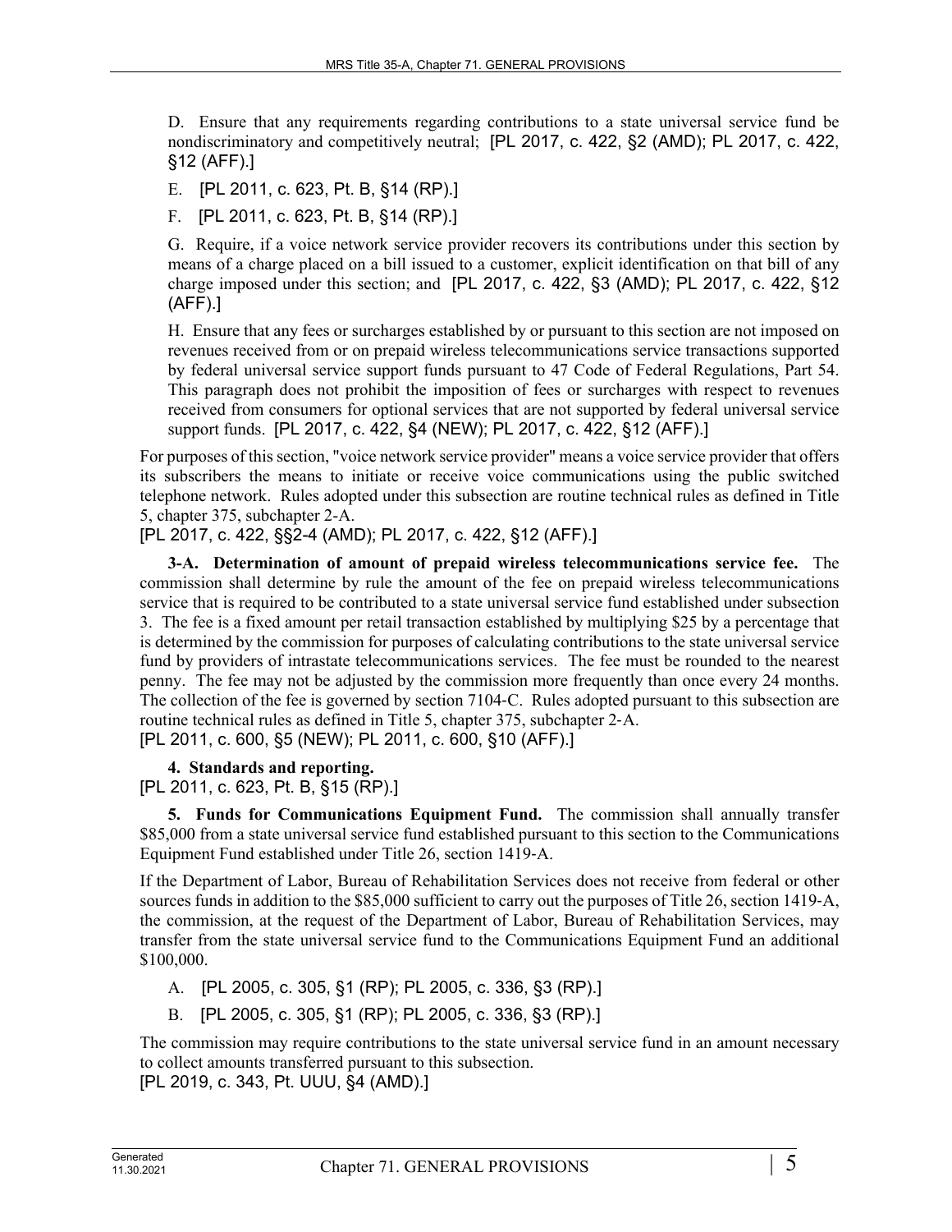D. Ensure that any requirements regarding contributions to a state universal service fund be nondiscriminatory and competitively neutral; [PL 2017, c. 422, §2 (AMD); PL 2017, c. 422, §12 (AFF).]

E. [PL 2011, c. 623, Pt. B, §14 (RP).]

F. [PL 2011, c. 623, Pt. B, §14 (RP).]

G. Require, if a voice network service provider recovers its contributions under this section by means of a charge placed on a bill issued to a customer, explicit identification on that bill of any charge imposed under this section; and [PL 2017, c. 422, §3 (AMD); PL 2017, c. 422, §12 (AFF).]

H. Ensure that any fees or surcharges established by or pursuant to this section are not imposed on revenues received from or on prepaid wireless telecommunications service transactions supported by federal universal service support funds pursuant to 47 Code of Federal Regulations, Part 54. This paragraph does not prohibit the imposition of fees or surcharges with respect to revenues received from consumers for optional services that are not supported by federal universal service support funds. [PL 2017, c. 422, §4 (NEW); PL 2017, c. 422, §12 (AFF).]

For purposes of this section, "voice network service provider" means a voice service provider that offers its subscribers the means to initiate or receive voice communications using the public switched telephone network. Rules adopted under this subsection are routine technical rules as defined in Title 5, chapter 375, subchapter 2-A.

[PL 2017, c. 422, §§2-4 (AMD); PL 2017, c. 422, §12 (AFF).]

**3-A. Determination of amount of prepaid wireless telecommunications service fee.** The commission shall determine by rule the amount of the fee on prepaid wireless telecommunications service that is required to be contributed to a state universal service fund established under subsection 3. The fee is a fixed amount per retail transaction established by multiplying $25 by a percentage that is determined by the commission for purposes of calculating contributions to the state universal service fund by providers of intrastate telecommunications services. The fee must be rounded to the nearest penny. The fee may not be adjusted by the commission more frequently than once every 24 months. The collection of the fee is governed by section 7104-C. Rules adopted pursuant to this subsection are routine technical rules as defined in Title 5, chapter 375, subchapter 2-A.

[PL 2011, c. 600, §5 (NEW); PL 2011, c. 600, §10 (AFF).]

**4. Standards and reporting.**

[PL 2011, c. 623, Pt. B, §15 (RP).]

**5. Funds for Communications Equipment Fund.** The commission shall annually transfer $85,000 from a state universal service fund established pursuant to this section to the Communications Equipment Fund established under Title 26, section 1419-A.

If the Department of Labor, Bureau of Rehabilitation Services does not receive from federal or other sources funds in addition to the $85,000 sufficient to carry out the purposes of Title 26, section 1419-A, the commission, at the request of the Department of Labor, Bureau of Rehabilitation Services, may transfer from the state universal service fund to the Communications Equipment Fund an additional $100,000.

A. [PL 2005, c. 305, §1 (RP); PL 2005, c. 336, §3 (RP).]

B. [PL 2005, c. 305, §1 (RP); PL 2005, c. 336, §3 (RP).]

The commission may require contributions to the state universal service fund in an amount necessary to collect amounts transferred pursuant to this subsection.

[PL 2019, c. 343, Pt. UUU, §4 (AMD).]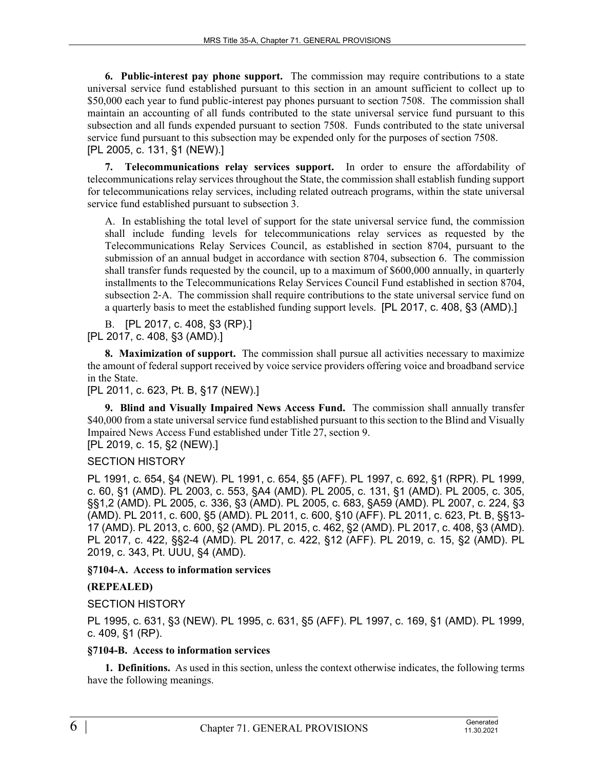**6. Public-interest pay phone support.** The commission may require contributions to a state universal service fund established pursuant to this section in an amount sufficient to collect up to $50,000 each year to fund public-interest pay phones pursuant to section 7508. The commission shall maintain an accounting of all funds contributed to the state universal service fund pursuant to this subsection and all funds expended pursuant to section 7508. Funds contributed to the state universal service fund pursuant to this subsection may be expended only for the purposes of section 7508.
[PL 2005, c. 131, §1 (NEW).]

**7. Telecommunications relay services support.** In order to ensure the affordability of telecommunications relay services throughout the State, the commission shall establish funding support for telecommunications relay services, including related outreach programs, within the state universal service fund established pursuant to subsection 3.

A. In establishing the total level of support for the state universal service fund, the commission shall include funding levels for telecommunications relay services as requested by the Telecommunications Relay Services Council, as established in section 8704, pursuant to the submission of an annual budget in accordance with section 8704, subsection 6. The commission shall transfer funds requested by the council, up to a maximum of $600,000 annually, in quarterly installments to the Telecommunications Relay Services Council Fund established in section 8704, subsection 2-A. The commission shall require contributions to the state universal service fund on a quarterly basis to meet the established funding support levels. [PL 2017, c. 408, §3 (AMD).]

B. [PL 2017, c. 408, §3 (RP).]
[PL 2017, c. 408, §3 (AMD).]

**8. Maximization of support.** The commission shall pursue all activities necessary to maximize the amount of federal support received by voice service providers offering voice and broadband service in the State.
[PL 2011, c. 623, Pt. B, §17 (NEW).]

**9. Blind and Visually Impaired News Access Fund.** The commission shall annually transfer $40,000 from a state universal service fund established pursuant to this section to the Blind and Visually Impaired News Access Fund established under Title 27, section 9.
[PL 2019, c. 15, §2 (NEW).]

SECTION HISTORY

PL 1991, c. 654, §4 (NEW). PL 1991, c. 654, §5 (AFF). PL 1997, c. 692, §1 (RPR). PL 1999, c. 60, §1 (AMD). PL 2003, c. 553, §A4 (AMD). PL 2005, c. 131, §1 (AMD). PL 2005, c. 305, §§1,2 (AMD). PL 2005, c. 336, §3 (AMD). PL 2005, c. 683, §A59 (AMD). PL 2007, c. 224, §3 (AMD). PL 2011, c. 600, §5 (AMD). PL 2011, c. 600, §10 (AFF). PL 2011, c. 623, Pt. B, §§13-17 (AMD). PL 2013, c. 600, §2 (AMD). PL 2015, c. 462, §2 (AMD). PL 2017, c. 408, §3 (AMD). PL 2017, c. 422, §§2-4 (AMD). PL 2017, c. 422, §12 (AFF). PL 2019, c. 15, §2 (AMD). PL 2019, c. 343, Pt. UUU, §4 (AMD).

**§7104-A. Access to information services**

**(REPEALED)**

SECTION HISTORY

PL 1995, c. 631, §3 (NEW). PL 1995, c. 631, §5 (AFF). PL 1997, c. 169, §1 (AMD). PL 1999, c. 409, §1 (RP).

**§7104-B. Access to information services**

**1. Definitions.** As used in this section, unless the context otherwise indicates, the following terms have the following meanings.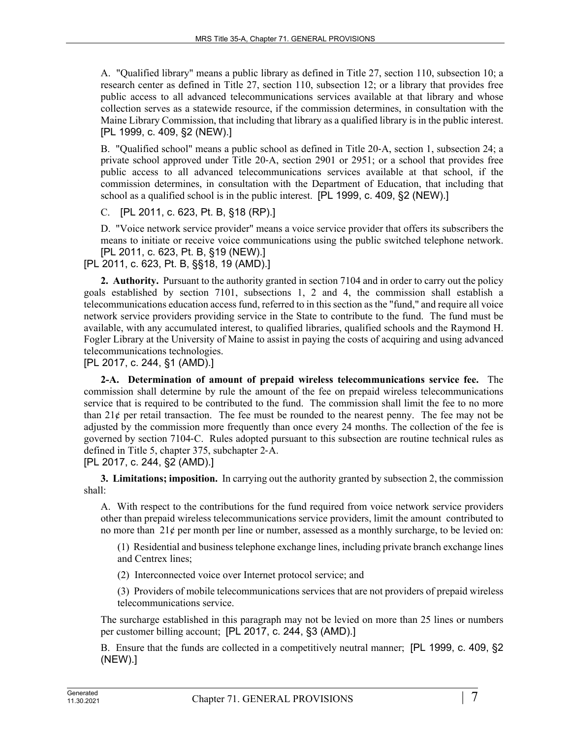A. "Qualified library" means a public library as defined in Title 27, section 110, subsection 10; a research center as defined in Title 27, section 110, subsection 12; or a library that provides free public access to all advanced telecommunications services available at that library and whose collection serves as a statewide resource, if the commission determines, in consultation with the Maine Library Commission, that including that library as a qualified library is in the public interest. [PL 1999, c. 409, §2 (NEW).]

B. "Qualified school" means a public school as defined in Title 20-A, section 1, subsection 24; a private school approved under Title 20-A, section 2901 or 2951; or a school that provides free public access to all advanced telecommunications services available at that school, if the commission determines, in consultation with the Department of Education, that including that school as a qualified school is in the public interest. [PL 1999, c. 409, §2 (NEW).]

C. [PL 2011, c. 623, Pt. B, §18 (RP).]

D. "Voice network service provider" means a voice service provider that offers its subscribers the means to initiate or receive voice communications using the public switched telephone network. [PL 2011, c. 623, Pt. B, §19 (NEW).]

[PL 2011, c. 623, Pt. B, §§18, 19 (AMD).]

**2. Authority.** Pursuant to the authority granted in section 7104 and in order to carry out the policy goals established by section 7101, subsections 1, 2 and 4, the commission shall establish a telecommunications education access fund, referred to in this section as the "fund," and require all voice network service providers providing service in the State to contribute to the fund. The fund must be available, with any accumulated interest, to qualified libraries, qualified schools and the Raymond H. Fogler Library at the University of Maine to assist in paying the costs of acquiring and using advanced telecommunications technologies.

[PL 2017, c. 244, §1 (AMD).]

**2-A. Determination of amount of prepaid wireless telecommunications service fee.** The commission shall determine by rule the amount of the fee on prepaid wireless telecommunications service that is required to be contributed to the fund. The commission shall limit the fee to no more than 21¢ per retail transaction. The fee must be rounded to the nearest penny. The fee may not be adjusted by the commission more frequently than once every 24 months. The collection of the fee is governed by section 7104-C. Rules adopted pursuant to this subsection are routine technical rules as defined in Title 5, chapter 375, subchapter 2-A.

[PL 2017, c. 244, §2 (AMD).]

**3. Limitations; imposition.** In carrying out the authority granted by subsection 2, the commission shall:

A. With respect to the contributions for the fund required from voice network service providers other than prepaid wireless telecommunications service providers, limit the amount contributed to no more than 21¢ per month per line or number, assessed as a monthly surcharge, to be levied on:

(1) Residential and business telephone exchange lines, including private branch exchange lines and Centrex lines;

(2) Interconnected voice over Internet protocol service; and

(3) Providers of mobile telecommunications services that are not providers of prepaid wireless telecommunications service.

The surcharge established in this paragraph may not be levied on more than 25 lines or numbers per customer billing account; [PL 2017, c. 244, §3 (AMD).]

B. Ensure that the funds are collected in a competitively neutral manner; [PL 1999, c. 409, §2 (NEW).]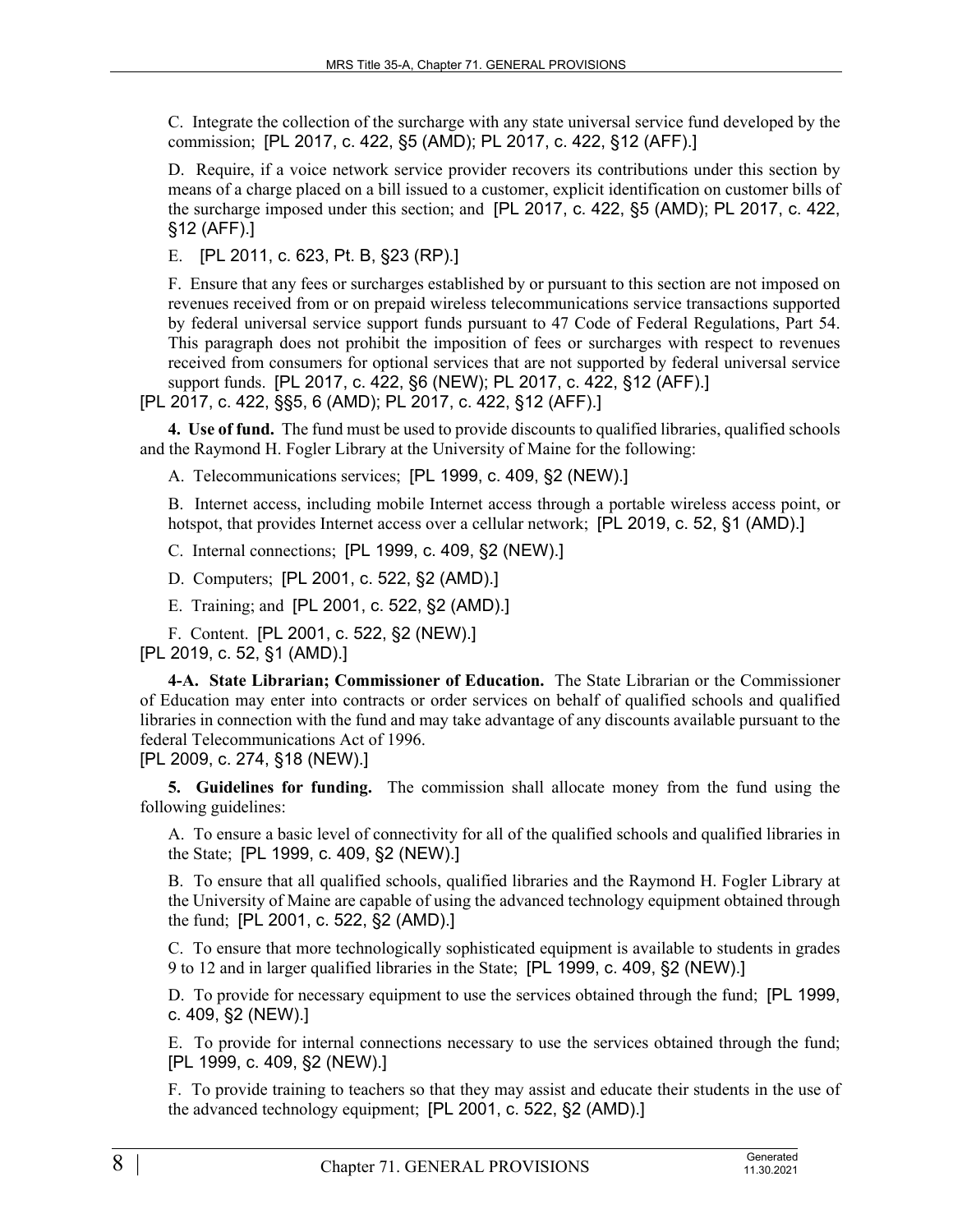C. Integrate the collection of the surcharge with any state universal service fund developed by the commission; [PL 2017, c. 422, §5 (AMD); PL 2017, c. 422, §12 (AFF).]

D. Require, if a voice network service provider recovers its contributions under this section by means of a charge placed on a bill issued to a customer, explicit identification on customer bills of the surcharge imposed under this section; and [PL 2017, c. 422, §5 (AMD); PL 2017, c. 422, §12 (AFF).]

E. [PL 2011, c. 623, Pt. B, §23 (RP).]

F. Ensure that any fees or surcharges established by or pursuant to this section are not imposed on revenues received from or on prepaid wireless telecommunications service transactions supported by federal universal service support funds pursuant to 47 Code of Federal Regulations, Part 54. This paragraph does not prohibit the imposition of fees or surcharges with respect to revenues received from consumers for optional services that are not supported by federal universal service support funds. [PL 2017, c. 422, §6 (NEW); PL 2017, c. 422, §12 (AFF).]

[PL 2017, c. 422, §§5, 6 (AMD); PL 2017, c. 422, §12 (AFF).]

**4. Use of fund.** The fund must be used to provide discounts to qualified libraries, qualified schools and the Raymond H. Fogler Library at the University of Maine for the following:

A. Telecommunications services; [PL 1999, c. 409, §2 (NEW).]

B. Internet access, including mobile Internet access through a portable wireless access point, or hotspot, that provides Internet access over a cellular network; [PL 2019, c. 52, §1 (AMD).]

C. Internal connections; [PL 1999, c. 409, §2 (NEW).]

D. Computers; [PL 2001, c. 522, §2 (AMD).]

E. Training; and [PL 2001, c. 522, §2 (AMD).]

F. Content. [PL 2001, c. 522, §2 (NEW).]

[PL 2019, c. 52, §1 (AMD).]

**4-A. State Librarian; Commissioner of Education.** The State Librarian or the Commissioner of Education may enter into contracts or order services on behalf of qualified schools and qualified libraries in connection with the fund and may take advantage of any discounts available pursuant to the federal Telecommunications Act of 1996.

[PL 2009, c. 274, §18 (NEW).]

**5. Guidelines for funding.** The commission shall allocate money from the fund using the following guidelines:

A. To ensure a basic level of connectivity for all of the qualified schools and qualified libraries in the State; [PL 1999, c. 409, §2 (NEW).]

B. To ensure that all qualified schools, qualified libraries and the Raymond H. Fogler Library at the University of Maine are capable of using the advanced technology equipment obtained through the fund; [PL 2001, c. 522, §2 (AMD).]

C. To ensure that more technologically sophisticated equipment is available to students in grades 9 to 12 and in larger qualified libraries in the State; [PL 1999, c. 409, §2 (NEW).]

D. To provide for necessary equipment to use the services obtained through the fund; [PL 1999, c. 409, §2 (NEW).]

E. To provide for internal connections necessary to use the services obtained through the fund; [PL 1999, c. 409, §2 (NEW).]

F. To provide training to teachers so that they may assist and educate their students in the use of the advanced technology equipment; [PL 2001, c. 522, §2 (AMD).]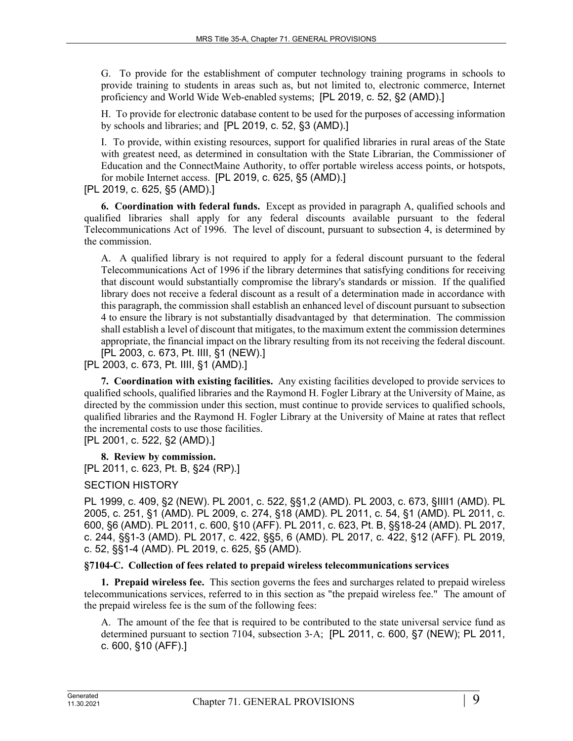G. To provide for the establishment of computer technology training programs in schools to provide training to students in areas such as, but not limited to, electronic commerce, Internet proficiency and World Wide Web-enabled systems; [PL 2019, c. 52, §2 (AMD).]

H. To provide for electronic database content to be used for the purposes of accessing information by schools and libraries; and [PL 2019, c. 52, §3 (AMD).]

I. To provide, within existing resources, support for qualified libraries in rural areas of the State with greatest need, as determined in consultation with the State Librarian, the Commissioner of Education and the ConnectMaine Authority, to offer portable wireless access points, or hotspots, for mobile Internet access. [PL 2019, c. 625, §5 (AMD).]

[PL 2019, c. 625, §5 (AMD).]

**6. Coordination with federal funds.** Except as provided in paragraph A, qualified schools and qualified libraries shall apply for any federal discounts available pursuant to the federal Telecommunications Act of 1996. The level of discount, pursuant to subsection 4, is determined by the commission.

A. A qualified library is not required to apply for a federal discount pursuant to the federal Telecommunications Act of 1996 if the library determines that satisfying conditions for receiving that discount would substantially compromise the library's standards or mission. If the qualified library does not receive a federal discount as a result of a determination made in accordance with this paragraph, the commission shall establish an enhanced level of discount pursuant to subsection 4 to ensure the library is not substantially disadvantaged by that determination. The commission shall establish a level of discount that mitigates, to the maximum extent the commission determines appropriate, the financial impact on the library resulting from its not receiving the federal discount. [PL 2003, c. 673, Pt. IIII, §1 (NEW).]

[PL 2003, c. 673, Pt. IIII, §1 (AMD).]

**7. Coordination with existing facilities.** Any existing facilities developed to provide services to qualified schools, qualified libraries and the Raymond H. Fogler Library at the University of Maine, as directed by the commission under this section, must continue to provide services to qualified schools, qualified libraries and the Raymond H. Fogler Library at the University of Maine at rates that reflect the incremental costs to use those facilities.

[PL 2001, c. 522, §2 (AMD).]

**8. Review by commission.**

[PL 2011, c. 623, Pt. B, §24 (RP).]

SECTION HISTORY

PL 1999, c. 409, §2 (NEW). PL 2001, c. 522, §§1,2 (AMD). PL 2003, c. 673, §IIII1 (AMD). PL 2005, c. 251, §1 (AMD). PL 2009, c. 274, §18 (AMD). PL 2011, c. 54, §1 (AMD). PL 2011, c. 600, §6 (AMD). PL 2011, c. 600, §10 (AFF). PL 2011, c. 623, Pt. B, §§18-24 (AMD). PL 2017, c. 244, §§1-3 (AMD). PL 2017, c. 422, §§5, 6 (AMD). PL 2017, c. 422, §12 (AFF). PL 2019, c. 52, §§1-4 (AMD). PL 2019, c. 625, §5 (AMD).

### §7104-C. Collection of fees related to prepaid wireless telecommunications services

**1. Prepaid wireless fee.** This section governs the fees and surcharges related to prepaid wireless telecommunications services, referred to in this section as "the prepaid wireless fee." The amount of the prepaid wireless fee is the sum of the following fees:

A. The amount of the fee that is required to be contributed to the state universal service fund as determined pursuant to section 7104, subsection 3-A; [PL 2011, c. 600, §7 (NEW); PL 2011, c. 600, §10 (AFF).]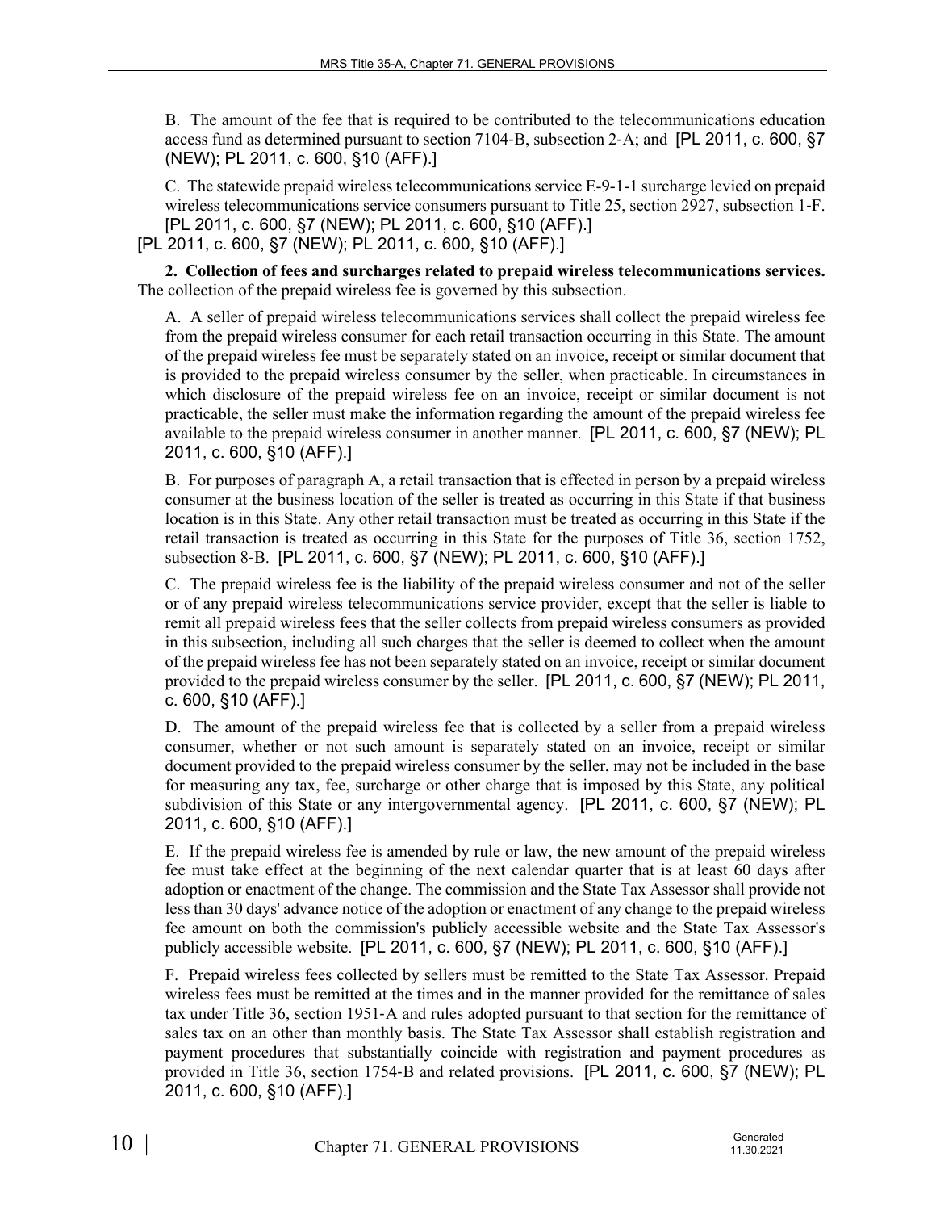B. The amount of the fee that is required to be contributed to the telecommunications education access fund as determined pursuant to section 7104-B, subsection 2-A; and [PL 2011, c. 600, §7 (NEW); PL 2011, c. 600, §10 (AFF).]

C. The statewide prepaid wireless telecommunications service E-9-1-1 surcharge levied on prepaid wireless telecommunications service consumers pursuant to Title 25, section 2927, subsection 1-F. [PL 2011, c. 600, §7 (NEW); PL 2011, c. 600, §10 (AFF).]

[PL 2011, c. 600, §7 (NEW); PL 2011, c. 600, §10 (AFF).]

**2. Collection of fees and surcharges related to prepaid wireless telecommunications services.** The collection of the prepaid wireless fee is governed by this subsection.

A. A seller of prepaid wireless telecommunications services shall collect the prepaid wireless fee from the prepaid wireless consumer for each retail transaction occurring in this State. The amount of the prepaid wireless fee must be separately stated on an invoice, receipt or similar document that is provided to the prepaid wireless consumer by the seller, when practicable. In circumstances in which disclosure of the prepaid wireless fee on an invoice, receipt or similar document is not practicable, the seller must make the information regarding the amount of the prepaid wireless fee available to the prepaid wireless consumer in another manner. [PL 2011, c. 600, §7 (NEW); PL 2011, c. 600, §10 (AFF).]

B. For purposes of paragraph A, a retail transaction that is effected in person by a prepaid wireless consumer at the business location of the seller is treated as occurring in this State if that business location is in this State. Any other retail transaction must be treated as occurring in this State if the retail transaction is treated as occurring in this State for the purposes of Title 36, section 1752, subsection 8-B. [PL 2011, c. 600, §7 (NEW); PL 2011, c. 600, §10 (AFF).]

C. The prepaid wireless fee is the liability of the prepaid wireless consumer and not of the seller or of any prepaid wireless telecommunications service provider, except that the seller is liable to remit all prepaid wireless fees that the seller collects from prepaid wireless consumers as provided in this subsection, including all such charges that the seller is deemed to collect when the amount of the prepaid wireless fee has not been separately stated on an invoice, receipt or similar document provided to the prepaid wireless consumer by the seller. [PL 2011, c. 600, §7 (NEW); PL 2011, c. 600, §10 (AFF).]

D. The amount of the prepaid wireless fee that is collected by a seller from a prepaid wireless consumer, whether or not such amount is separately stated on an invoice, receipt or similar document provided to the prepaid wireless consumer by the seller, may not be included in the base for measuring any tax, fee, surcharge or other charge that is imposed by this State, any political subdivision of this State or any intergovernmental agency. [PL 2011, c. 600, §7 (NEW); PL 2011, c. 600, §10 (AFF).]

E. If the prepaid wireless fee is amended by rule or law, the new amount of the prepaid wireless fee must take effect at the beginning of the next calendar quarter that is at least 60 days after adoption or enactment of the change. The commission and the State Tax Assessor shall provide not less than 30 days' advance notice of the adoption or enactment of any change to the prepaid wireless fee amount on both the commission's publicly accessible website and the State Tax Assessor's publicly accessible website. [PL 2011, c. 600, §7 (NEW); PL 2011, c. 600, §10 (AFF).]

F. Prepaid wireless fees collected by sellers must be remitted to the State Tax Assessor. Prepaid wireless fees must be remitted at the times and in the manner provided for the remittance of sales tax under Title 36, section 1951-A and rules adopted pursuant to that section for the remittance of sales tax on an other than monthly basis. The State Tax Assessor shall establish registration and payment procedures that substantially coincide with registration and payment procedures as provided in Title 36, section 1754-B and related provisions. [PL 2011, c. 600, §7 (NEW); PL 2011, c. 600, §10 (AFF).]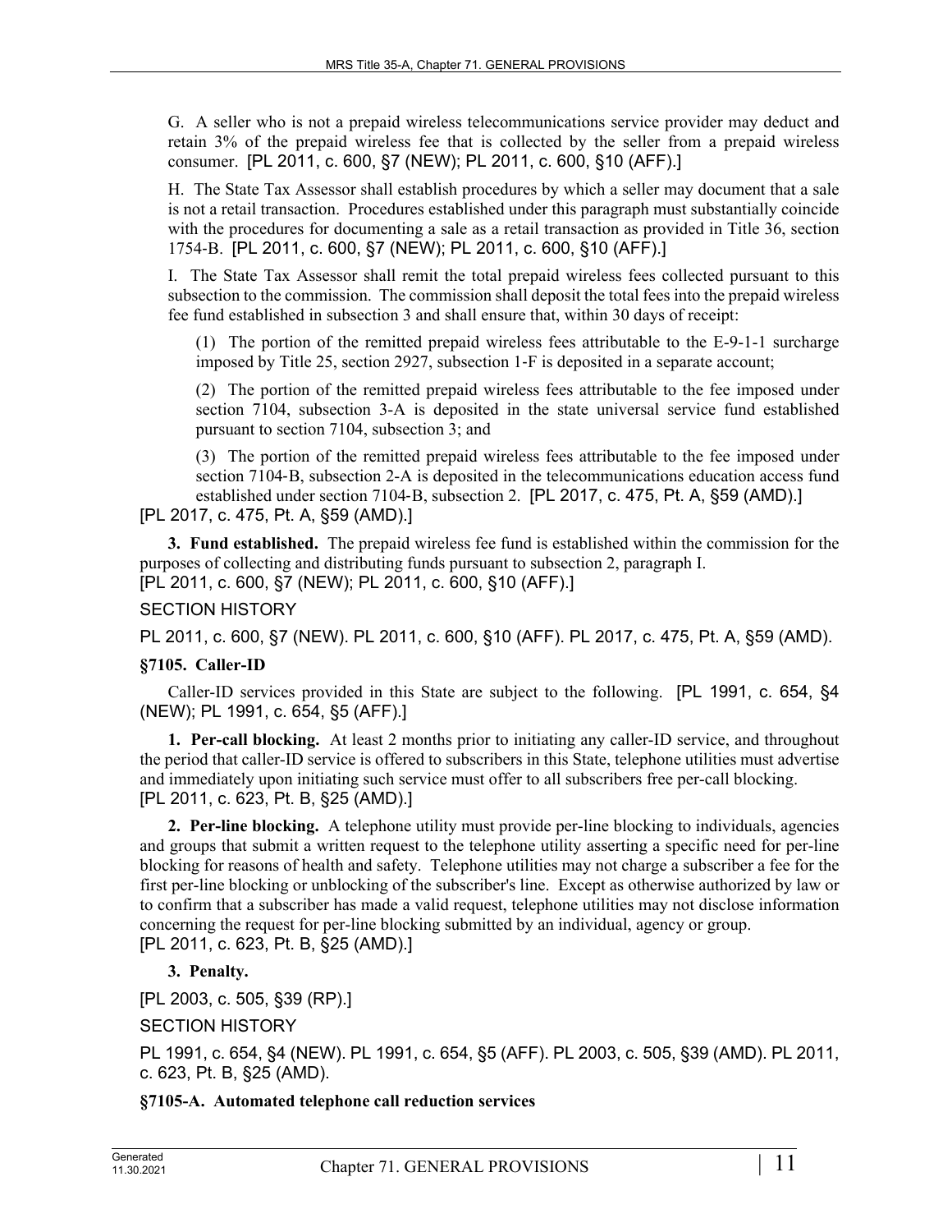G. A seller who is not a prepaid wireless telecommunications service provider may deduct and retain 3% of the prepaid wireless fee that is collected by the seller from a prepaid wireless consumer. [PL 2011, c. 600, §7 (NEW); PL 2011, c. 600, §10 (AFF).]

H. The State Tax Assessor shall establish procedures by which a seller may document that a sale is not a retail transaction. Procedures established under this paragraph must substantially coincide with the procedures for documenting a sale as a retail transaction as provided in Title 36, section 1754-B. [PL 2011, c. 600, §7 (NEW); PL 2011, c. 600, §10 (AFF).]

I. The State Tax Assessor shall remit the total prepaid wireless fees collected pursuant to this subsection to the commission. The commission shall deposit the total fees into the prepaid wireless fee fund established in subsection 3 and shall ensure that, within 30 days of receipt:

(1) The portion of the remitted prepaid wireless fees attributable to the E-9-1-1 surcharge imposed by Title 25, section 2927, subsection 1-F is deposited in a separate account;

(2) The portion of the remitted prepaid wireless fees attributable to the fee imposed under section 7104, subsection 3-A is deposited in the state universal service fund established pursuant to section 7104, subsection 3; and

(3) The portion of the remitted prepaid wireless fees attributable to the fee imposed under section 7104-B, subsection 2-A is deposited in the telecommunications education access fund established under section 7104-B, subsection 2. [PL 2017, c. 475, Pt. A, §59 (AMD).]

[PL 2017, c. 475, Pt. A, §59 (AMD).]

**3. Fund established.** The prepaid wireless fee fund is established within the commission for the purposes of collecting and distributing funds pursuant to subsection 2, paragraph I.
[PL 2011, c. 600, §7 (NEW); PL 2011, c. 600, §10 (AFF).]

SECTION HISTORY

PL 2011, c. 600, §7 (NEW). PL 2011, c. 600, §10 (AFF). PL 2017, c. 475, Pt. A, §59 (AMD).

### §7105. Caller-ID

Caller-ID services provided in this State are subject to the following. [PL 1991, c. 654, §4 (NEW); PL 1991, c. 654, §5 (AFF).]

**1. Per-call blocking.** At least 2 months prior to initiating any caller-ID service, and throughout the period that caller-ID service is offered to subscribers in this State, telephone utilities must advertise and immediately upon initiating such service must offer to all subscribers free per-call blocking.
[PL 2011, c. 623, Pt. B, §25 (AMD).]

**2. Per-line blocking.** A telephone utility must provide per-line blocking to individuals, agencies and groups that submit a written request to the telephone utility asserting a specific need for per-line blocking for reasons of health and safety. Telephone utilities may not charge a subscriber a fee for the first per-line blocking or unblocking of the subscriber's line. Except as otherwise authorized by law or to confirm that a subscriber has made a valid request, telephone utilities may not disclose information concerning the request for per-line blocking submitted by an individual, agency or group.
[PL 2011, c. 623, Pt. B, §25 (AMD).]

**3. Penalty.**

[PL 2003, c. 505, §39 (RP).]

SECTION HISTORY

PL 1991, c. 654, §4 (NEW). PL 1991, c. 654, §5 (AFF). PL 2003, c. 505, §39 (AMD). PL 2011, c. 623, Pt. B, §25 (AMD).

### §7105-A. Automated telephone call reduction services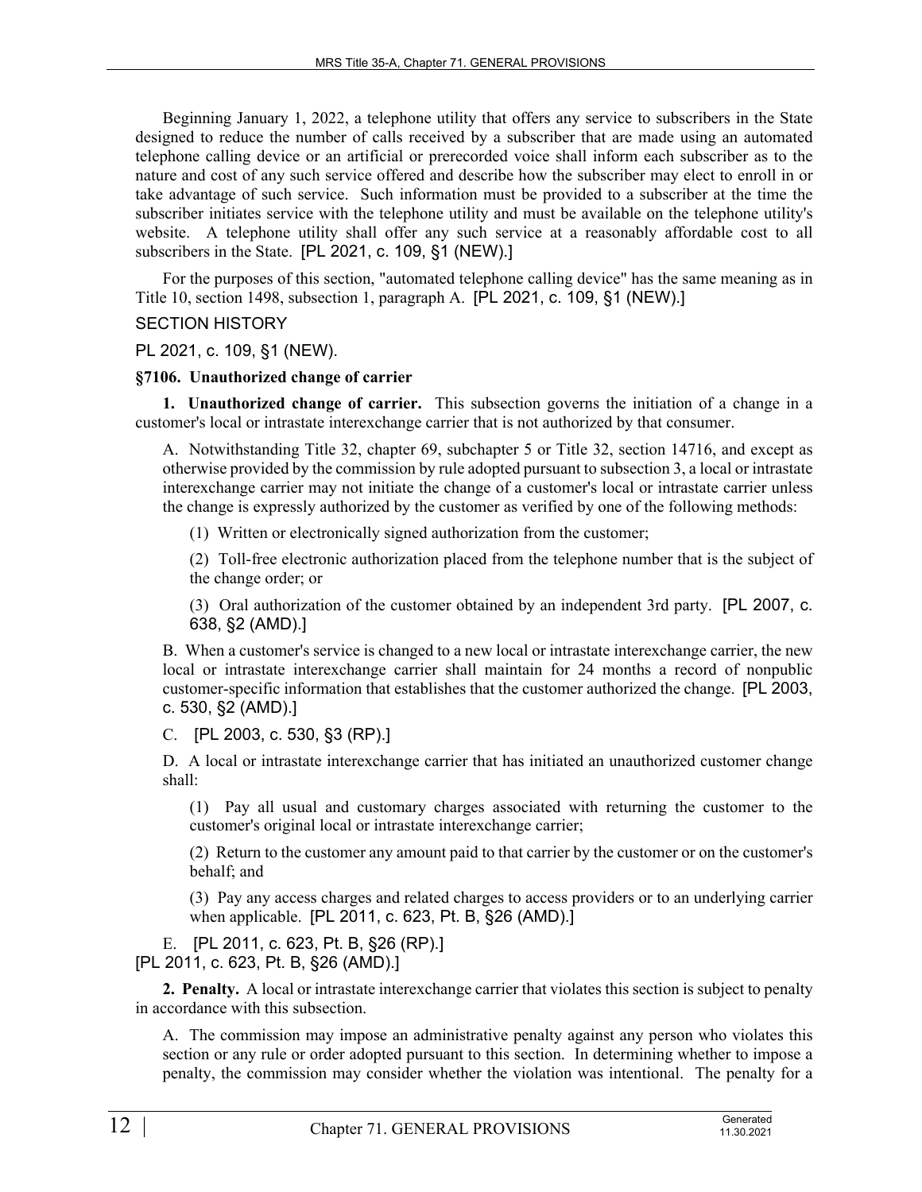Beginning January 1, 2022, a telephone utility that offers any service to subscribers in the State designed to reduce the number of calls received by a subscriber that are made using an automated telephone calling device or an artificial or prerecorded voice shall inform each subscriber as to the nature and cost of any such service offered and describe how the subscriber may elect to enroll in or take advantage of such service. Such information must be provided to a subscriber at the time the subscriber initiates service with the telephone utility and must be available on the telephone utility's website. A telephone utility shall offer any such service at a reasonably affordable cost to all subscribers in the State. [PL 2021, c. 109, §1 (NEW).]

For the purposes of this section, "automated telephone calling device" has the same meaning as in Title 10, section 1498, subsection 1, paragraph A. [PL 2021, c. 109, §1 (NEW).]

SECTION HISTORY

PL 2021, c. 109, §1 (NEW).

**§7106. Unauthorized change of carrier**

**1. Unauthorized change of carrier.** This subsection governs the initiation of a change in a customer's local or intrastate interexchange carrier that is not authorized by that consumer.

A. Notwithstanding Title 32, chapter 69, subchapter 5 or Title 32, section 14716, and except as otherwise provided by the commission by rule adopted pursuant to subsection 3, a local or intrastate interexchange carrier may not initiate the change of a customer's local or intrastate carrier unless the change is expressly authorized by the customer as verified by one of the following methods:

(1) Written or electronically signed authorization from the customer;

(2) Toll-free electronic authorization placed from the telephone number that is the subject of the change order; or

(3) Oral authorization of the customer obtained by an independent 3rd party. [PL 2007, c. 638, §2 (AMD).]

B. When a customer's service is changed to a new local or intrastate interexchange carrier, the new local or intrastate interexchange carrier shall maintain for 24 months a record of nonpublic customer-specific information that establishes that the customer authorized the change. [PL 2003, c. 530, §2 (AMD).]

C. [PL 2003, c. 530, §3 (RP).]

D. A local or intrastate interexchange carrier that has initiated an unauthorized customer change shall:

(1) Pay all usual and customary charges associated with returning the customer to the customer's original local or intrastate interexchange carrier;

(2) Return to the customer any amount paid to that carrier by the customer or on the customer's behalf; and

(3) Pay any access charges and related charges to access providers or to an underlying carrier when applicable. [PL 2011, c. 623, Pt. B, §26 (AMD).]

E. [PL 2011, c. 623, Pt. B, §26 (RP).]

[PL 2011, c. 623, Pt. B, §26 (AMD).]

**2. Penalty.** A local or intrastate interexchange carrier that violates this section is subject to penalty in accordance with this subsection.

A. The commission may impose an administrative penalty against any person who violates this section or any rule or order adopted pursuant to this section. In determining whether to impose a penalty, the commission may consider whether the violation was intentional. The penalty for a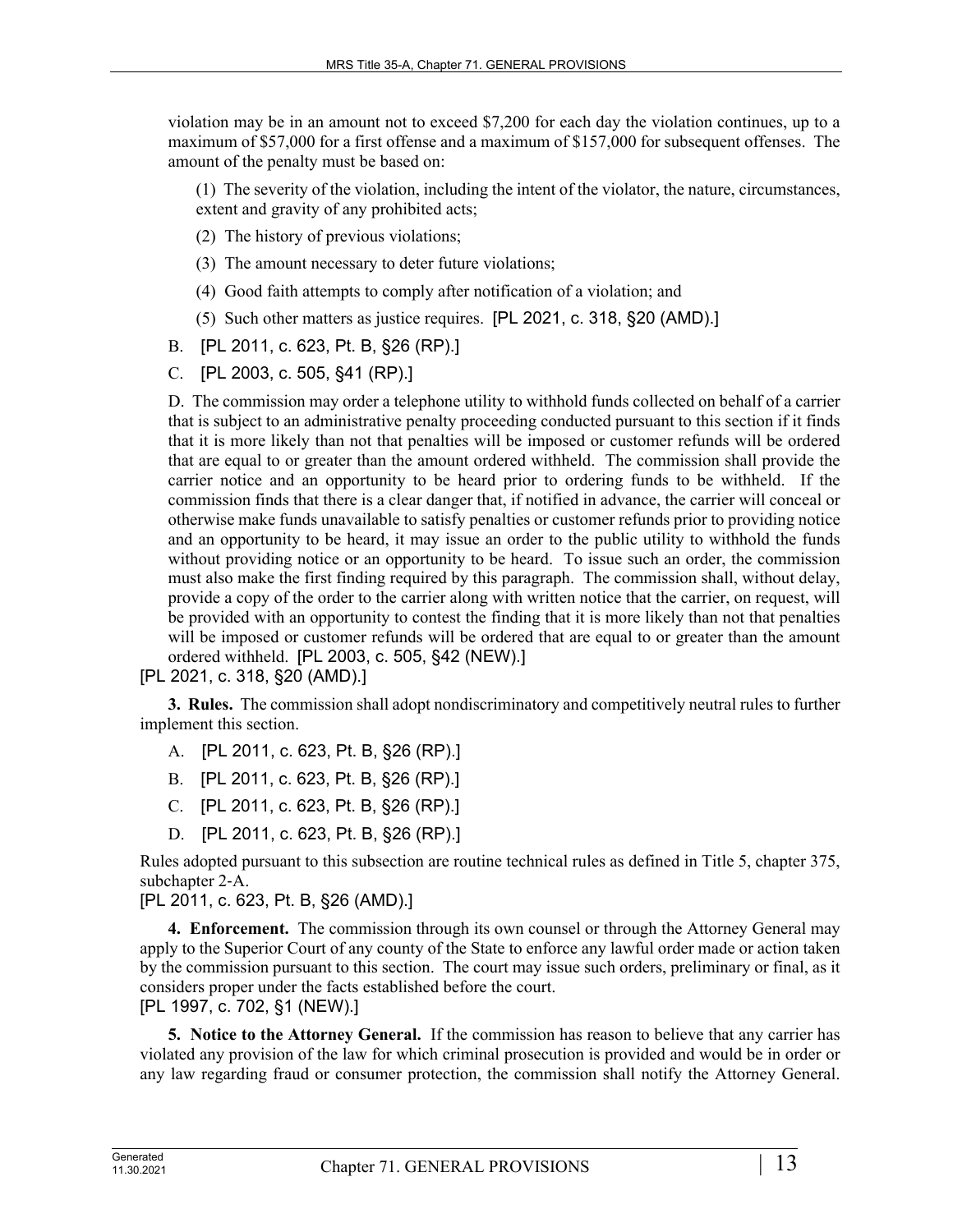violation may be in an amount not to exceed $7,200 for each day the violation continues, up to a maximum of $57,000 for a first offense and a maximum of $157,000 for subsequent offenses. The amount of the penalty must be based on:

(1) The severity of the violation, including the intent of the violator, the nature, circumstances, extent and gravity of any prohibited acts;

(2) The history of previous violations;

(3) The amount necessary to deter future violations;

(4) Good faith attempts to comply after notification of a violation; and

(5) Such other matters as justice requires. [PL 2021, c. 318, §20 (AMD).]

B. [PL 2011, c. 623, Pt. B, §26 (RP).]

C. [PL 2003, c. 505, §41 (RP).]

D. The commission may order a telephone utility to withhold funds collected on behalf of a carrier that is subject to an administrative penalty proceeding conducted pursuant to this section if it finds that it is more likely than not that penalties will be imposed or customer refunds will be ordered that are equal to or greater than the amount ordered withheld. The commission shall provide the carrier notice and an opportunity to be heard prior to ordering funds to be withheld. If the commission finds that there is a clear danger that, if notified in advance, the carrier will conceal or otherwise make funds unavailable to satisfy penalties or customer refunds prior to providing notice and an opportunity to be heard, it may issue an order to the public utility to withhold the funds without providing notice or an opportunity to be heard. To issue such an order, the commission must also make the first finding required by this paragraph. The commission shall, without delay, provide a copy of the order to the carrier along with written notice that the carrier, on request, will be provided with an opportunity to contest the finding that it is more likely than not that penalties will be imposed or customer refunds will be ordered that are equal to or greater than the amount ordered withheld. [PL 2003, c. 505, §42 (NEW).]

[PL 2021, c. 318, §20 (AMD).]

**3. Rules.** The commission shall adopt nondiscriminatory and competitively neutral rules to further implement this section.

A. [PL 2011, c. 623, Pt. B, §26 (RP).]

B. [PL 2011, c. 623, Pt. B, §26 (RP).]

C. [PL 2011, c. 623, Pt. B, §26 (RP).]

D. [PL 2011, c. 623, Pt. B, §26 (RP).]

Rules adopted pursuant to this subsection are routine technical rules as defined in Title 5, chapter 375, subchapter 2-A.

[PL 2011, c. 623, Pt. B, §26 (AMD).]

**4. Enforcement.** The commission through its own counsel or through the Attorney General may apply to the Superior Court of any county of the State to enforce any lawful order made or action taken by the commission pursuant to this section. The court may issue such orders, preliminary or final, as it considers proper under the facts established before the court.

[PL 1997, c. 702, §1 (NEW).]

**5. Notice to the Attorney General.** If the commission has reason to believe that any carrier has violated any provision of the law for which criminal prosecution is provided and would be in order or any law regarding fraud or consumer protection, the commission shall notify the Attorney General.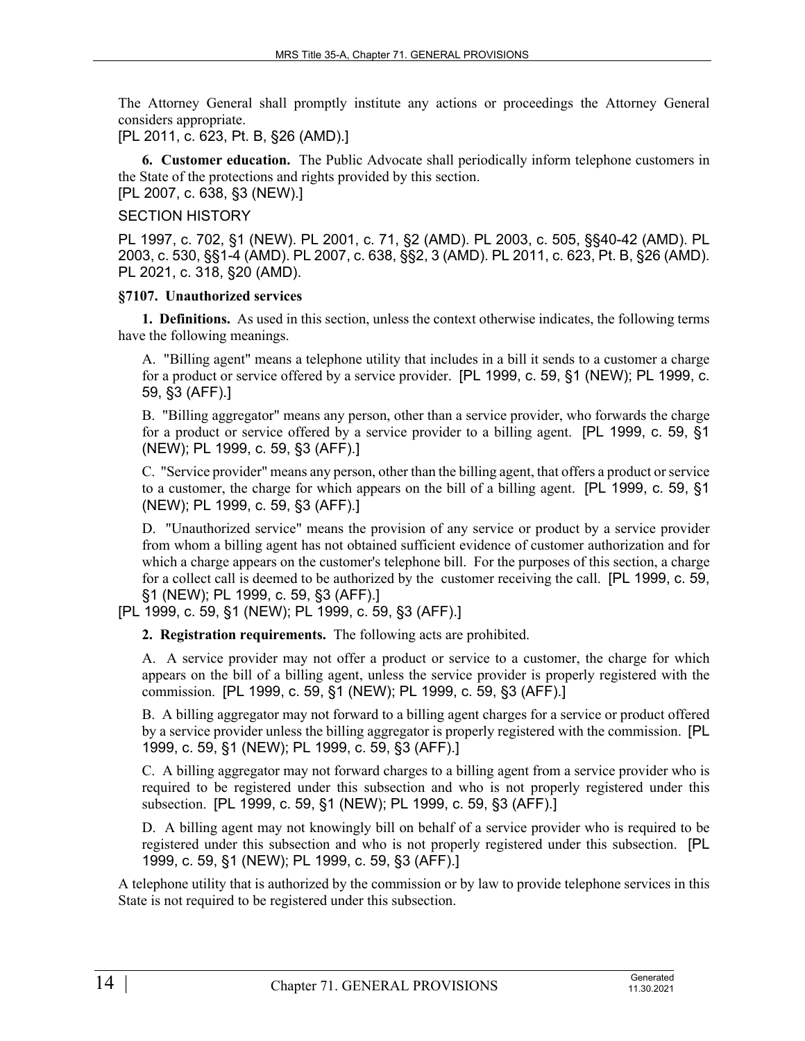The Attorney General shall promptly institute any actions or proceedings the Attorney General considers appropriate.

[PL 2011, c. 623, Pt. B, §26 (AMD).]

**6. Customer education.** The Public Advocate shall periodically inform telephone customers in the State of the protections and rights provided by this section.

[PL 2007, c. 638, §3 (NEW).]

SECTION HISTORY

PL 1997, c. 702, §1 (NEW). PL 2001, c. 71, §2 (AMD). PL 2003, c. 505, §§40-42 (AMD). PL 2003, c. 530, §§1-4 (AMD). PL 2007, c. 638, §§2, 3 (AMD). PL 2011, c. 623, Pt. B, §26 (AMD). PL 2021, c. 318, §20 (AMD).

### §7107. Unauthorized services

**1. Definitions.** As used in this section, unless the context otherwise indicates, the following terms have the following meanings.

A. "Billing agent" means a telephone utility that includes in a bill it sends to a customer a charge for a product or service offered by a service provider. [PL 1999, c. 59, §1 (NEW); PL 1999, c. 59, §3 (AFF).]

B. "Billing aggregator" means any person, other than a service provider, who forwards the charge for a product or service offered by a service provider to a billing agent. [PL 1999, c. 59, §1 (NEW); PL 1999, c. 59, §3 (AFF).]

C. "Service provider" means any person, other than the billing agent, that offers a product or service to a customer, the charge for which appears on the bill of a billing agent. [PL 1999, c. 59, §1 (NEW); PL 1999, c. 59, §3 (AFF).]

D. "Unauthorized service" means the provision of any service or product by a service provider from whom a billing agent has not obtained sufficient evidence of customer authorization and for which a charge appears on the customer's telephone bill. For the purposes of this section, a charge for a collect call is deemed to be authorized by the customer receiving the call. [PL 1999, c. 59, §1 (NEW); PL 1999, c. 59, §3 (AFF).]

[PL 1999, c. 59, §1 (NEW); PL 1999, c. 59, §3 (AFF).]

**2. Registration requirements.** The following acts are prohibited.

A. A service provider may not offer a product or service to a customer, the charge for which appears on the bill of a billing agent, unless the service provider is properly registered with the commission. [PL 1999, c. 59, §1 (NEW); PL 1999, c. 59, §3 (AFF).]

B. A billing aggregator may not forward to a billing agent charges for a service or product offered by a service provider unless the billing aggregator is properly registered with the commission. [PL 1999, c. 59, §1 (NEW); PL 1999, c. 59, §3 (AFF).]

C. A billing aggregator may not forward charges to a billing agent from a service provider who is required to be registered under this subsection and who is not properly registered under this subsection. [PL 1999, c. 59, §1 (NEW); PL 1999, c. 59, §3 (AFF).]

D. A billing agent may not knowingly bill on behalf of a service provider who is required to be registered under this subsection and who is not properly registered under this subsection. [PL 1999, c. 59, §1 (NEW); PL 1999, c. 59, §3 (AFF).]

A telephone utility that is authorized by the commission or by law to provide telephone services in this State is not required to be registered under this subsection.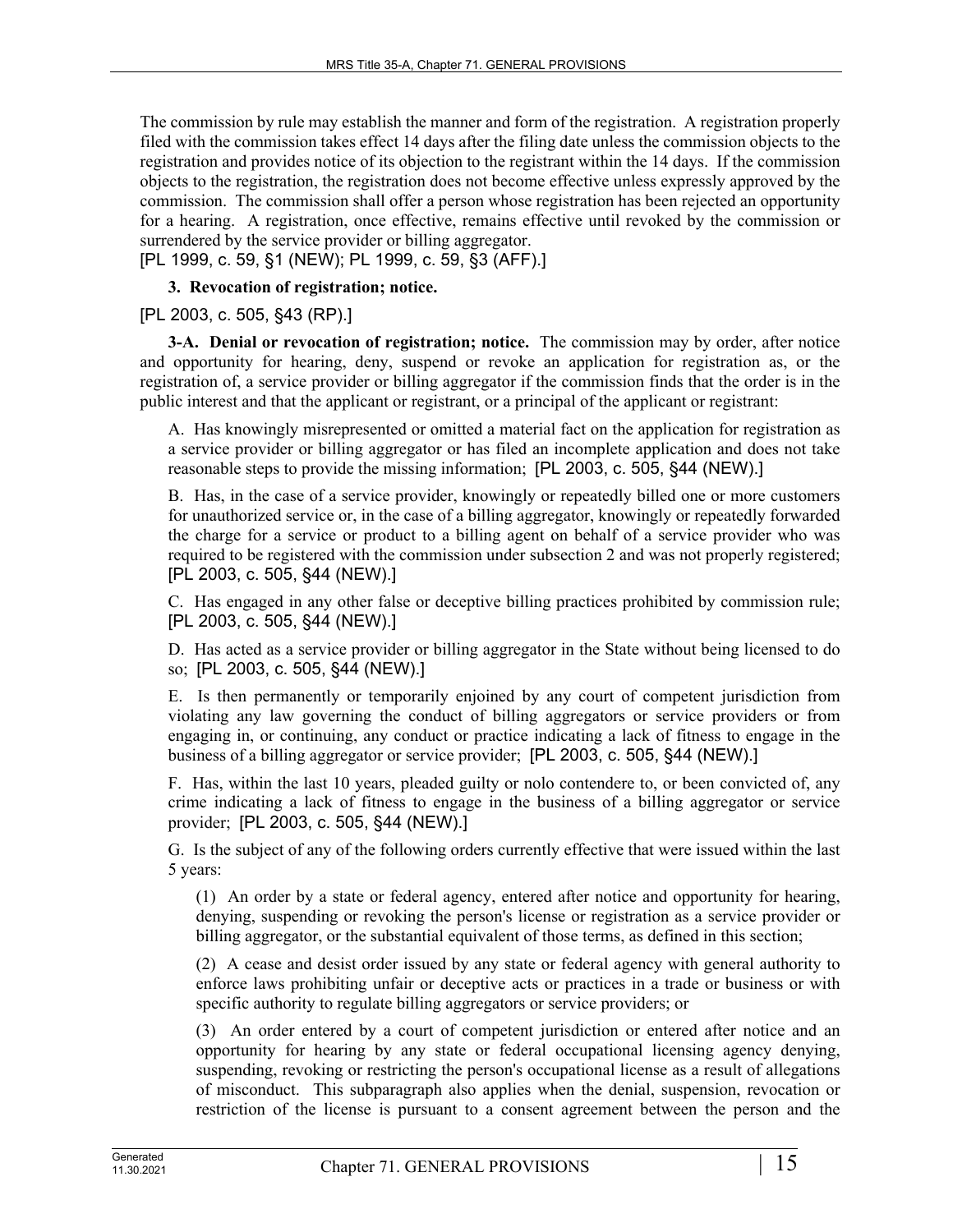The commission by rule may establish the manner and form of the registration. A registration properly filed with the commission takes effect 14 days after the filing date unless the commission objects to the registration and provides notice of its objection to the registrant within the 14 days. If the commission objects to the registration, the registration does not become effective unless expressly approved by the commission. The commission shall offer a person whose registration has been rejected an opportunity for a hearing. A registration, once effective, remains effective until revoked by the commission or surrendered by the service provider or billing aggregator.

[PL 1999, c. 59, §1 (NEW); PL 1999, c. 59, §3 (AFF).]

**3. Revocation of registration; notice.**

[PL 2003, c. 505, §43 (RP).]

**3-A. Denial or revocation of registration; notice.** The commission may by order, after notice and opportunity for hearing, deny, suspend or revoke an application for registration as, or the registration of, a service provider or billing aggregator if the commission finds that the order is in the public interest and that the applicant or registrant, or a principal of the applicant or registrant:

A. Has knowingly misrepresented or omitted a material fact on the application for registration as a service provider or billing aggregator or has filed an incomplete application and does not take reasonable steps to provide the missing information; [PL 2003, c. 505, §44 (NEW).]

B. Has, in the case of a service provider, knowingly or repeatedly billed one or more customers for unauthorized service or, in the case of a billing aggregator, knowingly or repeatedly forwarded the charge for a service or product to a billing agent on behalf of a service provider who was required to be registered with the commission under subsection 2 and was not properly registered; [PL 2003, c. 505, §44 (NEW).]

C. Has engaged in any other false or deceptive billing practices prohibited by commission rule; [PL 2003, c. 505, §44 (NEW).]

D. Has acted as a service provider or billing aggregator in the State without being licensed to do so; [PL 2003, c. 505, §44 (NEW).]

E. Is then permanently or temporarily enjoined by any court of competent jurisdiction from violating any law governing the conduct of billing aggregators or service providers or from engaging in, or continuing, any conduct or practice indicating a lack of fitness to engage in the business of a billing aggregator or service provider; [PL 2003, c. 505, §44 (NEW).]

F. Has, within the last 10 years, pleaded guilty or nolo contendere to, or been convicted of, any crime indicating a lack of fitness to engage in the business of a billing aggregator or service provider; [PL 2003, c. 505, §44 (NEW).]

G. Is the subject of any of the following orders currently effective that were issued within the last 5 years:

(1) An order by a state or federal agency, entered after notice and opportunity for hearing, denying, suspending or revoking the person's license or registration as a service provider or billing aggregator, or the substantial equivalent of those terms, as defined in this section;

(2) A cease and desist order issued by any state or federal agency with general authority to enforce laws prohibiting unfair or deceptive acts or practices in a trade or business or with specific authority to regulate billing aggregators or service providers; or

(3) An order entered by a court of competent jurisdiction or entered after notice and an opportunity for hearing by any state or federal occupational licensing agency denying, suspending, revoking or restricting the person's occupational license as a result of allegations of misconduct. This subparagraph also applies when the denial, suspension, revocation or restriction of the license is pursuant to a consent agreement between the person and the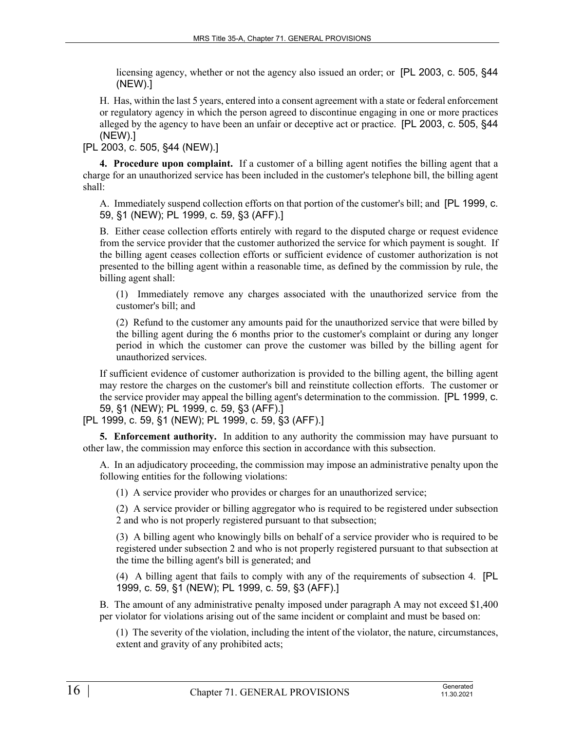licensing agency, whether or not the agency also issued an order; or [PL 2003, c. 505, §44 (NEW).]

H. Has, within the last 5 years, entered into a consent agreement with a state or federal enforcement or regulatory agency in which the person agreed to discontinue engaging in one or more practices alleged by the agency to have been an unfair or deceptive act or practice. [PL 2003, c. 505, §44 (NEW).]

[PL 2003, c. 505, §44 (NEW).]

**4. Procedure upon complaint.** If a customer of a billing agent notifies the billing agent that a charge for an unauthorized service has been included in the customer's telephone bill, the billing agent shall:

A. Immediately suspend collection efforts on that portion of the customer's bill; and [PL 1999, c. 59, §1 (NEW); PL 1999, c. 59, §3 (AFF).]

B. Either cease collection efforts entirely with regard to the disputed charge or request evidence from the service provider that the customer authorized the service for which payment is sought. If the billing agent ceases collection efforts or sufficient evidence of customer authorization is not presented to the billing agent within a reasonable time, as defined by the commission by rule, the billing agent shall:

(1) Immediately remove any charges associated with the unauthorized service from the customer's bill; and

(2) Refund to the customer any amounts paid for the unauthorized service that were billed by the billing agent during the 6 months prior to the customer's complaint or during any longer period in which the customer can prove the customer was billed by the billing agent for unauthorized services.

If sufficient evidence of customer authorization is provided to the billing agent, the billing agent may restore the charges on the customer's bill and reinstitute collection efforts. The customer or the service provider may appeal the billing agent's determination to the commission. [PL 1999, c. 59, §1 (NEW); PL 1999, c. 59, §3 (AFF).]

[PL 1999, c. 59, §1 (NEW); PL 1999, c. 59, §3 (AFF).]

**5. Enforcement authority.** In addition to any authority the commission may have pursuant to other law, the commission may enforce this section in accordance with this subsection.

A. In an adjudicatory proceeding, the commission may impose an administrative penalty upon the following entities for the following violations:

(1) A service provider who provides or charges for an unauthorized service;

(2) A service provider or billing aggregator who is required to be registered under subsection 2 and who is not properly registered pursuant to that subsection;

(3) A billing agent who knowingly bills on behalf of a service provider who is required to be registered under subsection 2 and who is not properly registered pursuant to that subsection at the time the billing agent's bill is generated; and

(4) A billing agent that fails to comply with any of the requirements of subsection 4. [PL 1999, c. 59, §1 (NEW); PL 1999, c. 59, §3 (AFF).]

B. The amount of any administrative penalty imposed under paragraph A may not exceed $1,400 per violator for violations arising out of the same incident or complaint and must be based on:

(1) The severity of the violation, including the intent of the violator, the nature, circumstances, extent and gravity of any prohibited acts;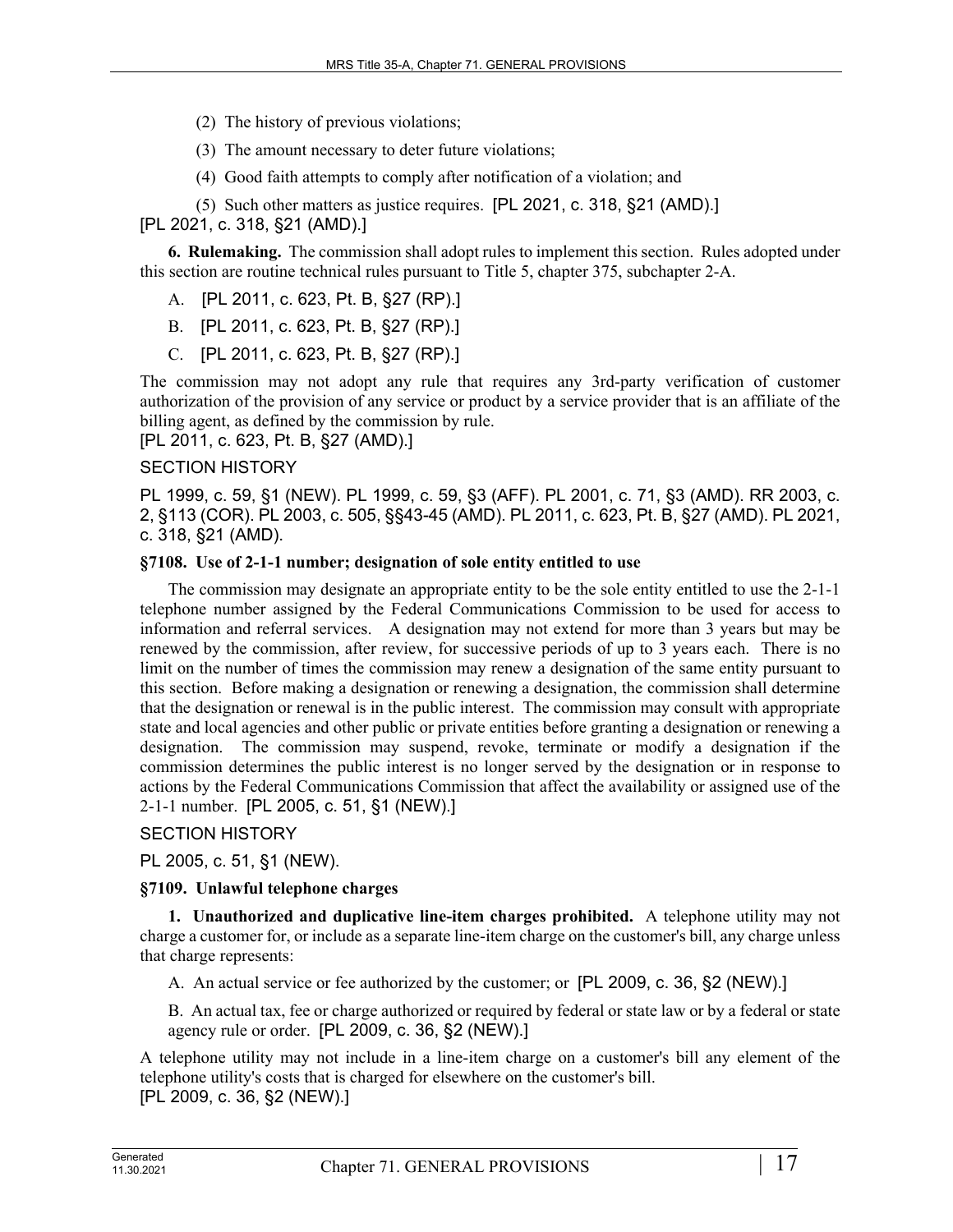(2) The history of previous violations;

(3) The amount necessary to deter future violations;

(4) Good faith attempts to comply after notification of a violation; and

(5) Such other matters as justice requires. [PL 2021, c. 318, §21 (AMD).]

[PL 2021, c. 318, §21 (AMD).]

**6. Rulemaking.** The commission shall adopt rules to implement this section. Rules adopted under this section are routine technical rules pursuant to Title 5, chapter 375, subchapter 2-A.

A. [PL 2011, c. 623, Pt. B, §27 (RP).]

B. [PL 2011, c. 623, Pt. B, §27 (RP).]

C. [PL 2011, c. 623, Pt. B, §27 (RP).]

The commission may not adopt any rule that requires any 3rd-party verification of customer authorization of the provision of any service or product by a service provider that is an affiliate of the billing agent, as defined by the commission by rule.

[PL 2011, c. 623, Pt. B, §27 (AMD).]

SECTION HISTORY

PL 1999, c. 59, §1 (NEW). PL 1999, c. 59, §3 (AFF). PL 2001, c. 71, §3 (AMD). RR 2003, c. 2, §113 (COR). PL 2003, c. 505, §§43-45 (AMD). PL 2011, c. 623, Pt. B, §27 (AMD). PL 2021, c. 318, §21 (AMD).

**§7108. Use of 2-1-1 number; designation of sole entity entitled to use**

The commission may designate an appropriate entity to be the sole entity entitled to use the 2-1-1 telephone number assigned by the Federal Communications Commission to be used for access to information and referral services. A designation may not extend for more than 3 years but may be renewed by the commission, after review, for successive periods of up to 3 years each. There is no limit on the number of times the commission may renew a designation of the same entity pursuant to this section. Before making a designation or renewing a designation, the commission shall determine that the designation or renewal is in the public interest. The commission may consult with appropriate state and local agencies and other public or private entities before granting a designation or renewing a designation. The commission may suspend, revoke, terminate or modify a designation if the commission determines the public interest is no longer served by the designation or in response to actions by the Federal Communications Commission that affect the availability or assigned use of the 2-1-1 number. [PL 2005, c. 51, §1 (NEW).]

SECTION HISTORY

PL 2005, c. 51, §1 (NEW).

**§7109. Unlawful telephone charges**

**1. Unauthorized and duplicative line-item charges prohibited.** A telephone utility may not charge a customer for, or include as a separate line-item charge on the customer's bill, any charge unless that charge represents:

A. An actual service or fee authorized by the customer; or [PL 2009, c. 36, §2 (NEW).]

B. An actual tax, fee or charge authorized or required by federal or state law or by a federal or state agency rule or order. [PL 2009, c. 36, §2 (NEW).]

A telephone utility may not include in a line-item charge on a customer's bill any element of the telephone utility's costs that is charged for elsewhere on the customer's bill.

[PL 2009, c. 36, §2 (NEW).]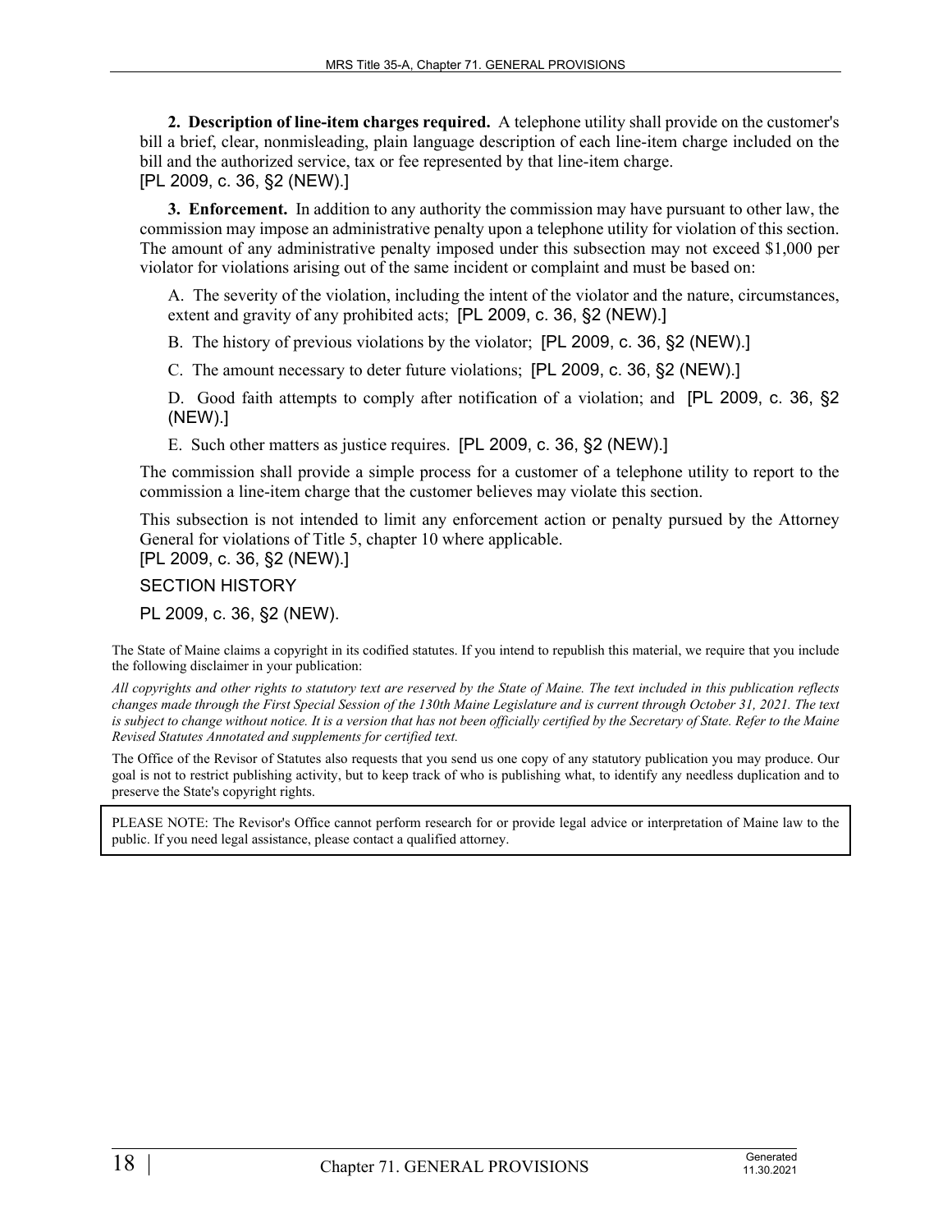**2. Description of line-item charges required.** A telephone utility shall provide on the customer's bill a brief, clear, nonmisleading, plain language description of each line-item charge included on the bill and the authorized service, tax or fee represented by that line-item charge.
[PL 2009, c. 36, §2 (NEW).]

**3. Enforcement.** In addition to any authority the commission may have pursuant to other law, the commission may impose an administrative penalty upon a telephone utility for violation of this section. The amount of any administrative penalty imposed under this subsection may not exceed $1,000 per violator for violations arising out of the same incident or complaint and must be based on:

A. The severity of the violation, including the intent of the violator and the nature, circumstances, extent and gravity of any prohibited acts; [PL 2009, c. 36, §2 (NEW).]

B. The history of previous violations by the violator; [PL 2009, c. 36, §2 (NEW).]

C. The amount necessary to deter future violations; [PL 2009, c. 36, §2 (NEW).]

D. Good faith attempts to comply after notification of a violation; and [PL 2009, c. 36, §2 (NEW).]

E. Such other matters as justice requires. [PL 2009, c. 36, §2 (NEW).]

The commission shall provide a simple process for a customer of a telephone utility to report to the commission a line-item charge that the customer believes may violate this section.

This subsection is not intended to limit any enforcement action or penalty pursued by the Attorney General for violations of Title 5, chapter 10 where applicable.
[PL 2009, c. 36, §2 (NEW).]

SECTION HISTORY

PL 2009, c. 36, §2 (NEW).

The State of Maine claims a copyright in its codified statutes. If you intend to republish this material, we require that you include the following disclaimer in your publication:

*All copyrights and other rights to statutory text are reserved by the State of Maine. The text included in this publication reflects changes made through the First Special Session of the 130th Maine Legislature and is current through October 31, 2021. The text is subject to change without notice. It is a version that has not been officially certified by the Secretary of State. Refer to the Maine Revised Statutes Annotated and supplements for certified text.*

The Office of the Revisor of Statutes also requests that you send us one copy of any statutory publication you may produce. Our goal is not to restrict publishing activity, but to keep track of who is publishing what, to identify any needless duplication and to preserve the State's copyright rights.

PLEASE NOTE: The Revisor's Office cannot perform research for or provide legal advice or interpretation of Maine law to the public. If you need legal assistance, please contact a qualified attorney.